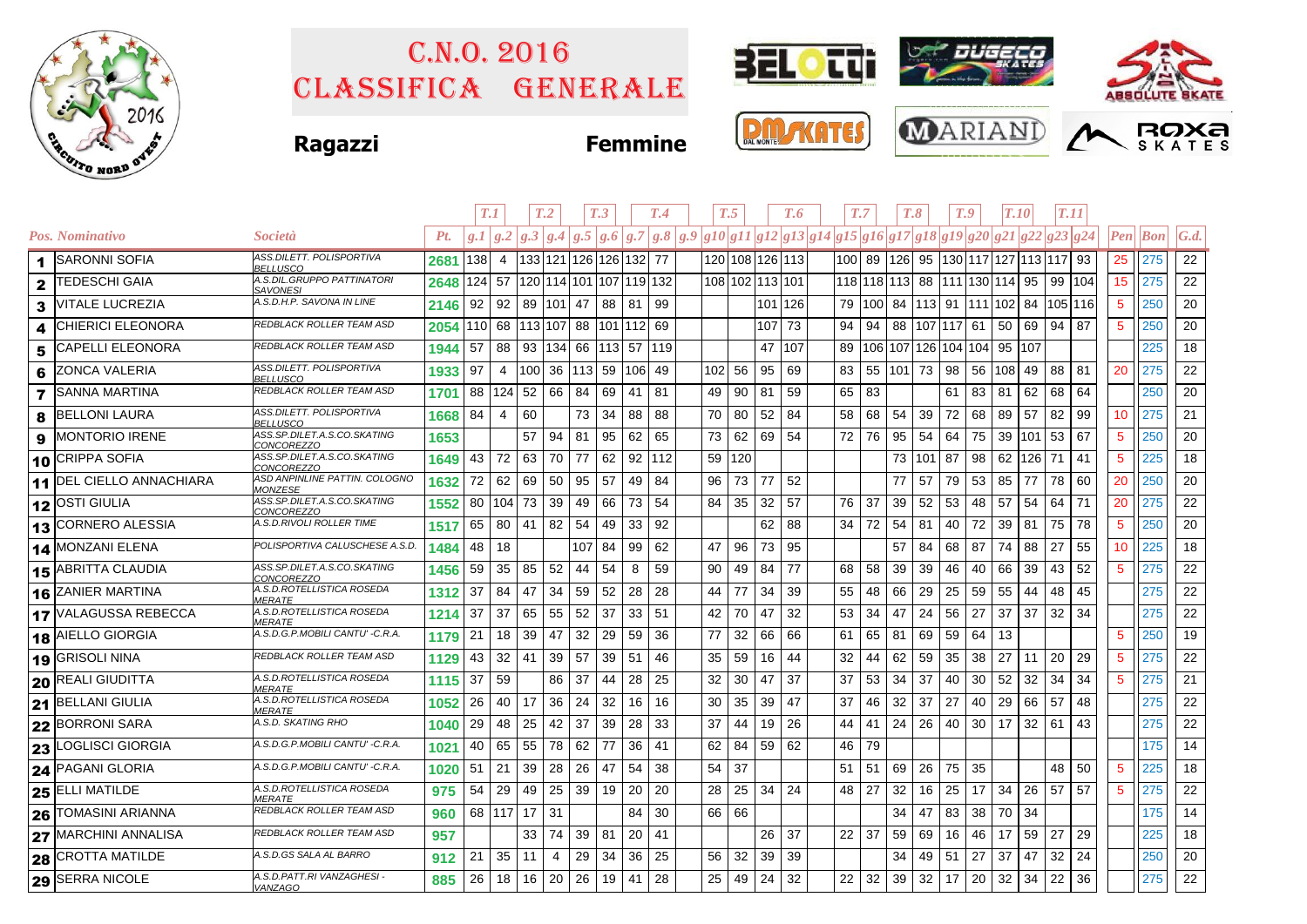# C.N.O. 2016
# CLASSIFICA GENERALE

**Ragazzi** **Femmine**

| Pos. | Nominativo | Società | Pt. | T.1 | | T.2 | | T.3 | | T.4 | | | T.5 | | T.6 | | | T.7 | | T.8 | | T.9 | | T.10 | | T.11 | | | | |
|---|---|---|---|---|---|---|---|---|---|---|---|---|---|---|---|---|---|---|---|---|---|---|---|---|---|---|---|---|---|---|
| | | | | g.1 | g.2 | g.3 | g.4 | g.5 | g.6 | g.7 | g.8 | g.9 | g10 | g11 | g12 | g13 | g14 | g15 | g16 | g17 | g18 | g19 | g20 | g21 | g22 | g23 | g24 | Pen | Bon | G.d. |
| 1 | SARONNI SOFIA | ASS.DILETT. POLISPORTIVA BELLUSCO | 2681 | 138 | 4 | 133 | 121 | 126 | 126 | 132 | 77 | | 120 | 108 | 126 | 113 | | 100 | 89 | 126 | 95 | 130 | 117 | 127 | 113 | 117 | 93 | 25 | 275 | 22 |
| 2 | TEDESCHI GAIA | A.S.DIL.GRUPPO PATTINATORI SAVONESI | 2648 | 124 | 57 | 120 | 114 | 101 | 107 | 119 | 132 | | 108 | 102 | 113 | 101 | | 118 | 118 | 113 | 88 | 111 | 130 | 114 | 95 | 99 | 104 | 15 | 275 | 22 |
| 3 | VITALE LUCREZIA | A.S.D.H.P. SAVONA IN LINE | 2146 | 92 | 92 | 89 | 101 | 47 | 88 | 81 | 99 | | | | 101 | 126 | | 79 | 100 | 84 | 113 | 91 | 111 | 102 | 84 | 105 | 116 | 5 | 250 | 20 |
| 4 | CHIERICI ELEONORA | REDBLACK ROLLER TEAM ASD | 2054 | 110 | 68 | 113 | 107 | 88 | 101 | 112 | 69 | | | | 107 | 73 | | 94 | 94 | 88 | 107 | 117 | 61 | 50 | 69 | 94 | 87 | 5 | 250 | 20 |
| 5 | CAPELLI ELEONORA | REDBLACK ROLLER TEAM ASD | 1944 | 57 | 88 | 93 | 134 | 66 | 113 | 57 | 119 | | | | 47 | 107 | | 89 | 106 | 107 | 126 | 104 | 104 | 95 | 107 | | | | 225 | 18 |
| 6 | ZONCA VALERIA | ASS.DILETT. POLISPORTIVA BELLUSCO | 1933 | 97 | 4 | 100 | 36 | 113 | 59 | 106 | 49 | | 102 | 56 | 95 | 69 | | 83 | 55 | 101 | 73 | 98 | 56 | 108 | 49 | 88 | 81 | 20 | 275 | 22 |
| 7 | SANNA MARTINA | REDBLACK ROLLER TEAM ASD | 1701 | 88 | 124 | 52 | 66 | 84 | 69 | 41 | 81 | | 49 | 90 | 81 | 59 | | 65 | 83 | | | 61 | 83 | 81 | 62 | 68 | 64 | | 250 | 20 |
| 8 | BELLONI LAURA | ASS.DILETT. POLISPORTIVA BELLUSCO | 1668 | 84 | 4 | 60 | | 73 | 34 | 88 | 88 | | 70 | 80 | 52 | 84 | | 58 | 68 | 54 | 39 | 72 | 68 | 89 | 57 | 82 | 99 | 10 | 275 | 21 |
| 9 | MONTORIO IRENE | ASS.SP.DILET.A.S.CO.SKATING CONCOREZZO | 1653 | | | 57 | 94 | 81 | 95 | 62 | 65 | | 73 | 62 | 69 | 54 | | 72 | 76 | 95 | 54 | 64 | 75 | 39 | 101 | 53 | 67 | 5 | 250 | 20 |
| 10 | CRIPPA SOFIA | ASS.SP.DILET.A.S.CO.SKATING CONCOREZZO | 1649 | 43 | 72 | 63 | 70 | 77 | 62 | 92 | 112 | | 59 | 120 | | | | | | 73 | 101 | 87 | 98 | 62 | 126 | 71 | 41 | 5 | 225 | 18 |
| 11 | DEL CIELLO ANNACHIARA | ASD ANPINLINE PATTIN. COLOGNO MONZESE | 1632 | 72 | 62 | 69 | 50 | 95 | 57 | 49 | 84 | | 96 | 73 | 77 | 52 | | | | 77 | 57 | 79 | 53 | 85 | 77 | 78 | 60 | 20 | 250 | 20 |
| 12 | OSTI GIULIA | ASS.SP.DILET.A.S.CO.SKATING CONCOREZZO | 1552 | 80 | 104 | 73 | 39 | 49 | 66 | 73 | 54 | | 84 | 35 | 32 | 57 | | 76 | 37 | 39 | 52 | 53 | 48 | 57 | 54 | 64 | 71 | 20 | 275 | 22 |
| 13 | CORNERO ALESSIA | A.S.D.RIVOLI ROLLER TIME | 1517 | 65 | 80 | 41 | 82 | 54 | 49 | 33 | 92 | | | | 62 | 88 | | 34 | 72 | 54 | 81 | 40 | 72 | 39 | 81 | 75 | 78 | 5 | 250 | 20 |
| 14 | MONZANI ELENA | POLISPORTIVA CALUSCHESE A.S.D. | 1484 | 48 | 18 | | | 107 | 84 | 99 | 62 | | 47 | 96 | 73 | 95 | | | | 57 | 84 | 68 | 87 | 74 | 88 | 27 | 55 | 10 | 225 | 18 |
| 15 | ABRITTA CLAUDIA | ASS.SP.DILET.A.S.CO.SKATING CONCOREZZO | 1456 | 59 | 35 | 85 | 52 | 44 | 54 | 8 | 59 | | 90 | 49 | 84 | 77 | | 68 | 58 | 39 | 39 | 46 | 40 | 66 | 39 | 43 | 52 | 5 | 275 | 22 |
| 16 | ZANIER MARTINA | A.S.D.ROTELLISTICA ROSEDA MERATE | 1312 | 37 | 84 | 47 | 34 | 59 | 52 | 28 | 28 | | 44 | 77 | 34 | 39 | | 55 | 48 | 66 | 29 | 25 | 59 | 55 | 44 | 48 | 45 | | 275 | 22 |
| 17 | VALAGUSSA REBECCA | A.S.D.ROTELLISTICA ROSEDA MERATE | 1214 | 37 | 37 | 65 | 55 | 52 | 37 | 33 | 51 | | 42 | 70 | 47 | 32 | | 53 | 34 | 47 | 24 | 56 | 27 | 37 | 37 | 32 | 34 | | 275 | 22 |
| 18 | AIELLO GIORGIA | A.S.D.G.P.MOBILI CANTU' -C.R.A. | 1179 | 21 | 18 | 39 | 47 | 32 | 29 | 59 | 36 | | 77 | 32 | 66 | 66 | | 61 | 65 | 81 | 69 | 59 | 64 | 13 | | | | 5 | 250 | 19 |
| 19 | GRISOLI NINA | REDBLACK ROLLER TEAM ASD | 1129 | 43 | 32 | 41 | 39 | 57 | 39 | 51 | 46 | | 35 | 59 | 16 | 44 | | 32 | 44 | 62 | 59 | 35 | 38 | 27 | 11 | 20 | 29 | 5 | 275 | 22 |
| 20 | REALI GIUDITTA | A.S.D.ROTELLISTICA ROSEDA MERATE | 1115 | 37 | 59 | | 86 | 37 | 44 | 28 | 25 | | 32 | 30 | 47 | 37 | | 37 | 53 | 34 | 37 | 40 | 30 | 52 | 32 | 34 | 34 | 5 | 275 | 21 |
| 21 | BELLANI GIULIA | A.S.D.ROTELLISTICA ROSEDA MERATE | 1052 | 26 | 40 | 17 | 36 | 24 | 32 | 16 | 16 | | 30 | 35 | 39 | 47 | | 37 | 46 | 32 | 37 | 27 | 40 | 29 | 66 | 57 | 48 | | 275 | 22 |
| 22 | BORRONI SARA | A.S.D. SKATING RHO | 1040 | 29 | 48 | 25 | 42 | 37 | 39 | 28 | 33 | | 37 | 44 | 19 | 26 | | 44 | 41 | 24 | 26 | 40 | 30 | 17 | 32 | 61 | 43 | | 275 | 22 |
| 23 | LOGLISCI GIORGIA | A.S.D.G.P.MOBILI CANTU' -C.R.A. | 1021 | 40 | 65 | 55 | 78 | 62 | 77 | 36 | 41 | | 62 | 84 | 59 | 62 | | 46 | 79 | | | | | | | | | | 175 | 14 |
| 24 | PAGANI GLORIA | A.S.D.G.P.MOBILI CANTU' -C.R.A. | 1020 | 51 | 21 | 39 | 28 | 26 | 47 | 54 | 38 | | 54 | 37 | | | | 51 | 51 | 69 | 26 | 75 | 35 | | | 48 | 50 | 5 | 225 | 18 |
| 25 | ELLI MATILDE | A.S.D.ROTELLISTICA ROSEDA MERATE | 975 | 54 | 29 | 49 | 25 | 39 | 19 | 20 | 20 | | 28 | 25 | 34 | 24 | | 48 | 27 | 32 | 16 | 25 | 17 | 34 | 26 | 57 | 57 | 5 | 275 | 22 |
| 26 | TOMASINI ARIANNA | REDBLACK ROLLER TEAM ASD | 960 | 68 | 117 | 17 | 31 | | | 84 | 30 | | 66 | 66 | | | | | | 34 | 47 | 83 | 38 | 70 | 34 | | | | 175 | 14 |
| 27 | MARCHINI ANNALISA | REDBLACK ROLLER TEAM ASD | 957 | | | 33 | 74 | 39 | 81 | 20 | 41 | | | | 26 | 37 | | 22 | 37 | 59 | 69 | 16 | 46 | 17 | 59 | 27 | 29 | | 225 | 18 |
| 28 | CROTTA MATILDE | A.S.D.GS SALA AL BARRO | 912 | 21 | 35 | 11 | 4 | 29 | 34 | 36 | 25 | | 56 | 32 | 39 | 39 | | | | 34 | 49 | 51 | 27 | 37 | 47 | 32 | 24 | | 250 | 20 |
| 29 | SERRA NICOLE | A.S.D.PATT.RI VANZAGHESI - VANZAGO | 885 | 26 | 18 | 16 | 20 | 26 | 19 | 41 | 28 | | 25 | 49 | 24 | 32 | | 22 | 32 | 39 | 32 | 17 | 20 | 32 | 34 | 22 | 36 | | 275 | 22 |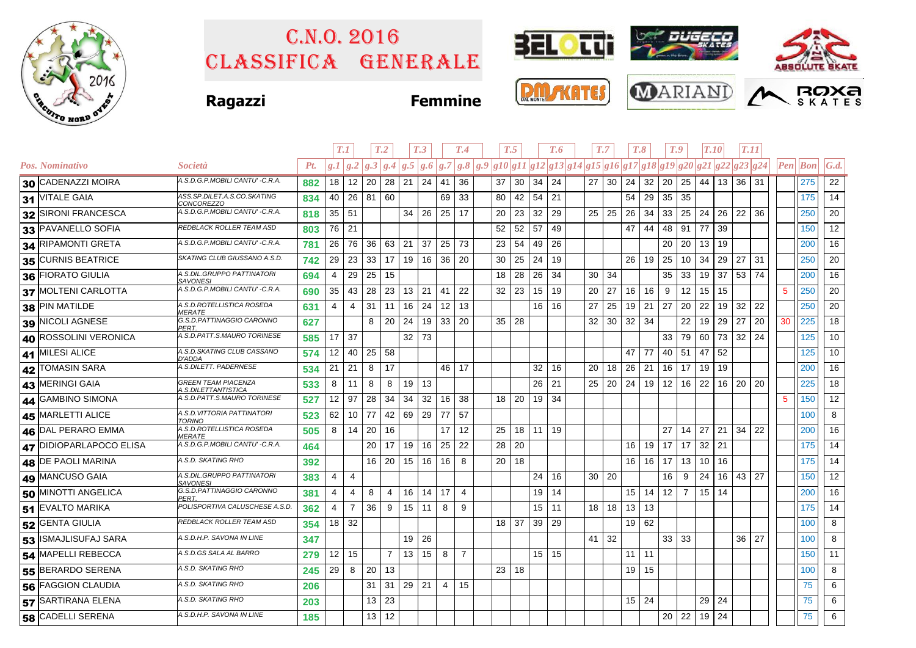# C.N.O. 2016
# Classifica Generale

**Ragazzi** **Femmine**

| | | | | T.1 | | T.2 | | T.3 | | T.4 | | | T.5 | | T.6 | | | T.7 | | T.8 | | T.9 | | T.10 | | T.11 | | | | |
|---|---|---|---|---|---|---|---|---|---|---|---|---|---|---|---|---|---|---|---|---|---|---|---|---|---|---|---|---|---|---|
| Pos. | Nominativo | Società | Pt. | g.1 | g.2 | g.3 | g.4 | g.5 | g.6 | g.7 | g.8 | g.9 | g10 | g11 | g12 | g13 | g14 | g15 | g16 | g17 | g18 | g19 | g20 | g21 | g22 | g23 | g24 | Pen | Bon | G.d. |
| 30 | CADENAZZI MOIRA | A.S.D.G.P.MOBILI CANTU' -C.R.A. | 882 | 18 | 12 | 20 | 28 | 21 | 24 | 41 | 36 | | 37 | 30 | 34 | 24 | | 27 | 30 | 24 | 32 | 20 | 25 | 44 | 13 | 36 | 31 | | 275 | 22 |
| 31 | VITALE GAIA | ASS.SP.DILET.A.S.CO.SKATING CONCOREZZO | 834 | 40 | 26 | 81 | 60 | | | 69 | 33 | | 80 | 42 | 54 | 21 | | | | 54 | 29 | 35 | 35 | | | | | | 175 | 14 |
| 32 | SIRONI FRANCESCA | A.S.D.G.P.MOBILI CANTU' -C.R.A. | 818 | 35 | 51 | | | 34 | 26 | 25 | 17 | | 20 | 23 | 32 | 29 | | 25 | 25 | 26 | 34 | 33 | 25 | 24 | 26 | 22 | 36 | | 250 | 20 |
| 33 | PAVANELLO SOFIA | REDBLACK ROLLER TEAM ASD | 803 | 76 | 21 | | | | | | | | 52 | 52 | 57 | 49 | | | | 47 | 44 | 48 | 91 | 77 | 39 | | | | 150 | 12 |
| 34 | RIPAMONTI GRETA | A.S.D.G.P.MOBILI CANTU' -C.R.A. | 781 | 26 | 76 | 36 | 63 | 21 | 37 | 25 | 73 | | 23 | 54 | 49 | 26 | | | | | | 20 | 20 | 13 | 19 | | | | 200 | 16 |
| 35 | CURNIS BEATRICE | SKATING CLUB GIUSSANO A.S.D. | 742 | 29 | 23 | 33 | 17 | 19 | 16 | 36 | 20 | | 30 | 25 | 24 | 19 | | | | 26 | 19 | 25 | 10 | 34 | 29 | 27 | 31 | | 250 | 20 |
| 36 | FIORATO GIULIA | A.S.DIL.GRUPPO PATTINATORI SAVONESI | 694 | 4 | 29 | 25 | 15 | | | | | | 18 | 28 | 26 | 34 | | 30 | 34 | | | 35 | 33 | 19 | 37 | 53 | 74 | | 200 | 16 |
| 37 | MOLTENI CARLOTTA | A.S.D.G.P.MOBILI CANTU' -C.R.A. | 690 | 35 | 43 | 28 | 23 | 13 | 21 | 41 | 22 | | 32 | 23 | 15 | 19 | | 20 | 27 | 16 | 16 | 9 | 12 | 15 | 15 | | | 5 | 250 | 20 |
| 38 | PIN MATILDE | A.S.D.ROTELLISTICA ROSEDA MERATE | 631 | 4 | 4 | 31 | 11 | 16 | 24 | 12 | 13 | | | | 16 | 16 | | 27 | 25 | 19 | 21 | 27 | 20 | 22 | 19 | 32 | 22 | | 250 | 20 |
| 39 | NICOLI AGNESE | G.S.D.PATTINAGGIO CARONNO PERT. | 627 | | | 8 | 20 | 24 | 19 | 33 | 20 | | 35 | 28 | | | | 32 | 30 | 32 | 34 | | 22 | 19 | 29 | 27 | 20 | 30 | 225 | 18 |
| 40 | ROSSOLINI VERONICA | A.S.D.PATT.S.MAURO TORINESE | 585 | 17 | 37 | | | 32 | 73 | | | | | | | | | | | | | 33 | 79 | 60 | 73 | 32 | 24 | | 125 | 10 |
| 41 | MILESI ALICE | A.S.D.SKATING CLUB CASSANO D'ADDA | 574 | 12 | 40 | 25 | 58 | | | | | | | | | | | | | 47 | 77 | 40 | 51 | 47 | 52 | | | | 125 | 10 |
| 42 | TOMASIN SARA | A.S.DILETT. PADERNESE | 534 | 21 | 21 | 8 | 17 | | | 46 | 17 | | | | 32 | 16 | | 20 | 18 | 26 | 21 | 16 | 17 | 19 | 19 | | | | 200 | 16 |
| 43 | MERINGI GAIA | GREEN TEAM PIACENZA A.S.DILETTANTISTICA | 533 | 8 | 11 | 8 | 8 | 19 | 13 | | | | | | 26 | 21 | | 25 | 20 | 24 | 19 | 12 | 16 | 22 | 16 | 20 | 20 | | 225 | 18 |
| 44 | GAMBINO SIMONA | A.S.D.PATT.S.MAURO TORINESE | 527 | 12 | 97 | 28 | 34 | 34 | 32 | 16 | 38 | | 18 | 20 | 19 | 34 | | | | | | | | | | | | 5 | 150 | 12 |
| 45 | MARLETTI ALICE | A.S.D.VITTORIA PATTINATORI TORINO | 523 | 62 | 10 | 77 | 42 | 69 | 29 | 77 | 57 | | | | | | | | | | | | | | | | | | 100 | 8 |
| 46 | DAL PERARO EMMA | A.S.D.ROTELLISTICA ROSEDA MERATE | 505 | 8 | 14 | 20 | 16 | | | 17 | 12 | | 25 | 18 | 11 | 19 | | | | | | 27 | 14 | 27 | 21 | 34 | 22 | | 200 | 16 |
| 47 | DIDIOPARLAPOCO ELISA | A.S.D.G.P.MOBILI CANTU' -C.R.A. | 464 | | | 20 | 17 | 19 | 16 | 25 | 22 | | 28 | 20 | | | | | | 16 | 19 | 17 | 17 | 32 | 21 | | | | 175 | 14 |
| 48 | DE PAOLI MARINA | A.S.D. SKATING RHO | 392 | | | 16 | 20 | 15 | 16 | 16 | 8 | | 20 | 18 | | | | | | 16 | 16 | 17 | 13 | 10 | 16 | | | | 175 | 14 |
| 49 | MANCUSO GAIA | A.S.DIL.GRUPPO PATTINATORI SAVONESI | 383 | 4 | 4 | | | | | | | | | | 24 | 16 | | 30 | 20 | | | 16 | 9 | 24 | 16 | 43 | 27 | | 150 | 12 |
| 50 | MINOTTI ANGELICA | G.S.D.PATTINAGGIO CARONNO PERT. | 381 | 4 | 4 | 8 | 4 | 16 | 14 | 17 | 4 | | | | 19 | 14 | | | | 15 | 14 | 12 | 7 | 15 | 14 | | | | 200 | 16 |
| 51 | EVALTO MARIKA | POLISPORTIVA CALUSCHESE A.S.D. | 362 | 4 | 7 | 36 | 9 | 15 | 11 | 8 | 9 | | | | 15 | 11 | | 18 | 18 | 13 | 13 | | | | | | | | 175 | 14 |
| 52 | GENTA GIULIA | REDBLACK ROLLER TEAM ASD | 354 | 18 | 32 | | | | | | | | 18 | 37 | 39 | 29 | | | | 19 | 62 | | | | | | | | 100 | 8 |
| 53 | ISMAJLISUFAJ SARA | A.S.D.H.P. SAVONA IN LINE | 347 | | | | | 19 | 26 | | | | | | | | | 41 | 32 | | | 33 | 33 | | | 36 | 27 | | 100 | 8 |
| 54 | MAPELLI REBECCA | A.S.D.GS SALA AL BARRO | 279 | 12 | 15 | | 7 | 13 | 15 | 8 | 7 | | | | 15 | 15 | | | | 11 | 11 | | | | | | | | 150 | 11 |
| 55 | BERARDO SERENA | A.S.D. SKATING RHO | 245 | 29 | 8 | 20 | 13 | | | | | | 23 | 18 | | | | | | 19 | 15 | | | | | | | | 100 | 8 |
| 56 | FAGGION CLAUDIA | A.S.D. SKATING RHO | 206 | | | 31 | 31 | 29 | 21 | 4 | 15 | | | | | | | | | | | | | | | | | | 75 | 6 |
| 57 | SARTIRANA ELENA | A.S.D. SKATING RHO | 203 | | | 13 | 23 | | | | | | | | | | | | | 15 | 24 | | | 29 | 24 | | | | 75 | 6 |
| 58 | CADELLI SERENA | A.S.D.H.P. SAVONA IN LINE | 185 | | | 13 | 12 | | | | | | | | | | | | | | | 20 | 22 | 19 | 24 | | | | 75 | 6 |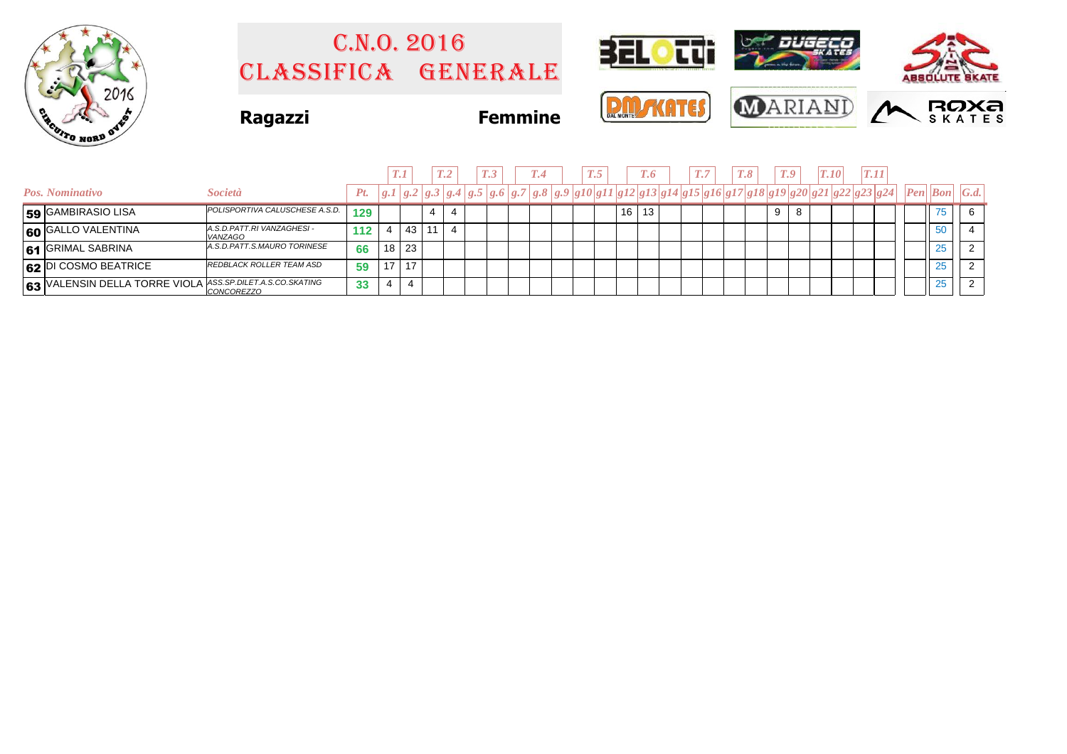# C.N.O. 2016
# CLASSIFICA GENERALE

**Ragazzi** **Femmine**

| | | | | T.1 | | T.2 | | T.3 | | T.4 | | | T.5 | | T.6 | | | T.7 | | T.8 | | T.9 | | T.10 | | T.11 | | | | |
|---|---|---|---|---|---|---|---|---|---|---|---|---|---|---|---|---|---|---|---|---|---|---|---|---|---|---|---|---|---|---|
| Pos. | Nominativo | Società | Pt. | g.1 | g.2 | g.3 | g.4 | g.5 | g.6 | g.7 | g.8 | g.9 | g10 | g11 | g12 | g13 | g14 | g15 | g16 | g17 | g18 | g19 | g20 | g21 | g22 | g23 | g24 | Pen | Bon | G.d. |
| 59 | GAMBIRASIO LISA | POLISPORTIVA CALUSCHESE A.S.D. | 129 | | | 4 | 4 | | | | | | | | 16 | 13 | | | | | | 9 | 8 | | | | | | 75 | 6 |
| 60 | GALLO VALENTINA | A.S.D.PATT.RI VANZAGHESI - VANZAGO | 112 | 4 | 43 | 11 | 4 | | | | | | | | | | | | | | | | | | | | | | 50 | 4 |
| 61 | GRIMAL SABRINA | A.S.D.PATT.S.MAURO TORINESE | 66 | 18 | 23 | | | | | | | | | | | | | | | | | | | | | | | | 25 | 2 |
| 62 | DI COSMO BEATRICE | REDBLACK ROLLER TEAM ASD | 59 | 17 | 17 | | | | | | | | | | | | | | | | | | | | | | | | 25 | 2 |
| 63 | VALENSIN DELLA TORRE VIOLA | ASS.SP.DILET.A.S.CO.SKATING CONCOREZZO | 33 | 4 | 4 | | | | | | | | | | | | | | | | | | | | | | | | 25 | 2 |